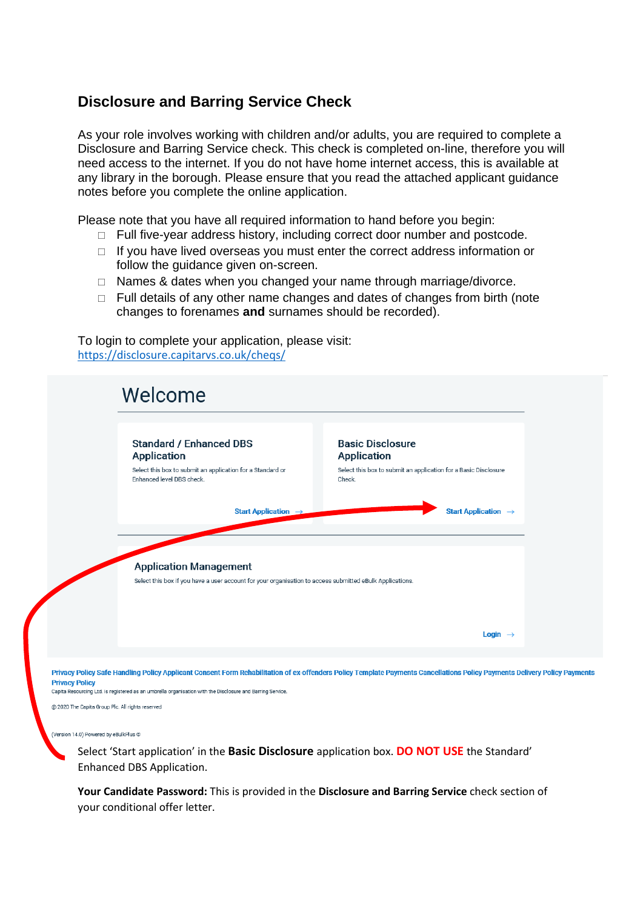## Disclosure and Barring Service Check

As your role involves working with children and/or adults, you are required to complete a Disclosure and Barring Service check. This check is completed on-line, therefore you will need access to the internet. If you do not have home internet access, this is available at any library in the borough. Please ensure that you read the attached applicant guidance notes before you complete the online application.

Please note that you have all required information to hand before you begin:

- Full five-year address history, including correct door number and postcode.
- If you have lived overseas you must enter the correct address information or follow the guidance given on-screen.
- Names & dates when you changed your name through marriage/divorce.
- Full details of any other name changes and dates of changes from birth (note changes to forenames **and** surnames should be recorded).

To login to complete your application, please visit:
https://disclosure.capitarvs.co.uk/cheqs/

Welcome

**Standard / Enhanced DBS Application**
Select this box to submit an application for a Standard or Enhanced level DBS check.
Start Application →

**Basic Disclosure Application**
Select this box to submit an application for a Basic Disclosure Check.
Start Application →

**Application Management**
Select this box if you have a user account for your organisation to access submitted eBulk Applications.
Login →

Privacy Policy Safe Handling Policy Applicant Consent Form Rehabilitation of ex-offenders Policy Template Payments Cancellations Policy Payments Delivery Policy Payments Privacy Policy
Capita Resourcing Ltd. is registered as an umbrella organisation with the Disclosure and Barring Service.

© 2020 The Capita Group Plc. All rights reserved

(Version 14.0) Powered by eBulkPlus ©

Select 'Start application' in the **Basic Disclosure** application box. **DO NOT USE** the Standard' Enhanced DBS Application.

**Your Candidate Password:** This is provided in the **Disclosure and Barring Service** check section of your conditional offer letter.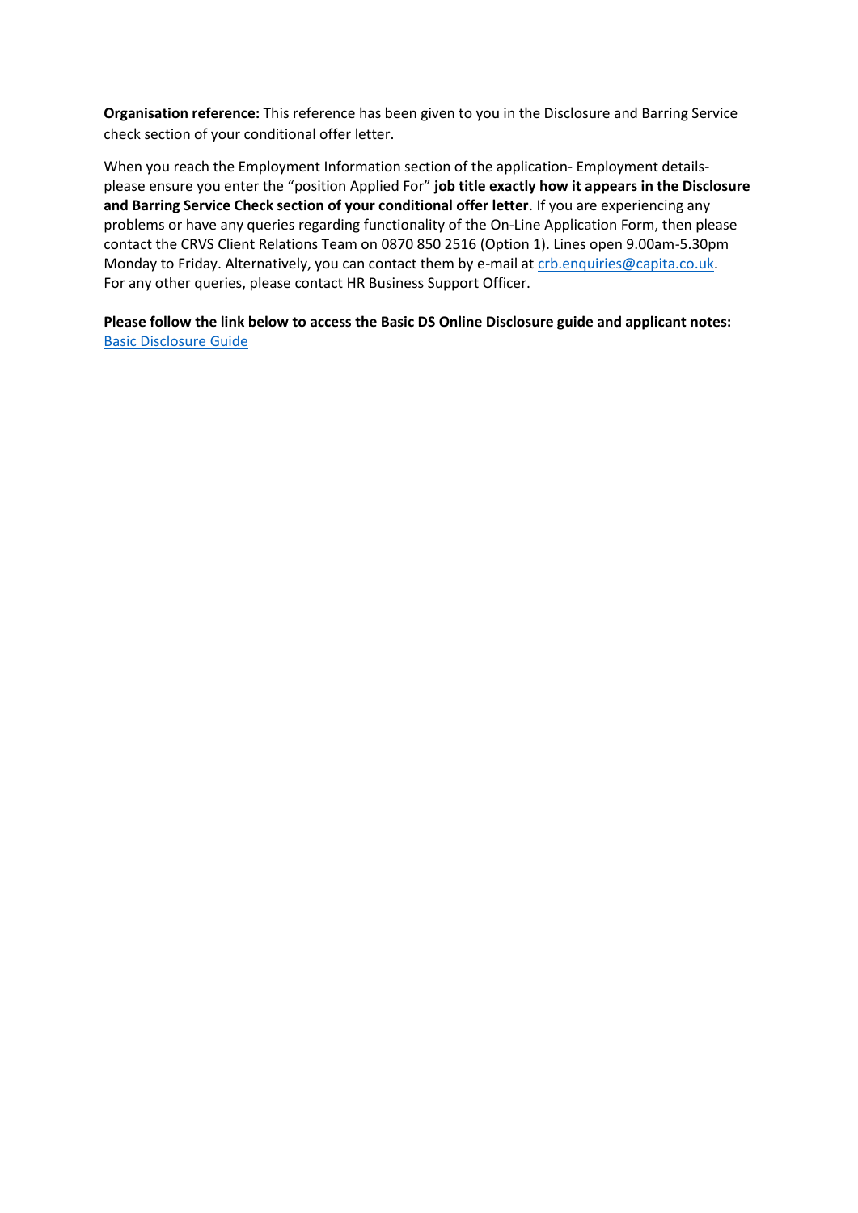**Organisation reference:** This reference has been given to you in the Disclosure and Barring Service check section of your conditional offer letter.

When you reach the Employment Information section of the application- Employment details- please ensure you enter the "position Applied For" **job title exactly how it appears in the Disclosure and Barring Service Check section of your conditional offer letter**. If you are experiencing any problems or have any queries regarding functionality of the On-Line Application Form, then please contact the CRVS Client Relations Team on 0870 850 2516 (Option 1). Lines open 9.00am-5.30pm Monday to Friday. Alternatively, you can contact them by e-mail at crb.enquiries@capita.co.uk. For any other queries, please contact HR Business Support Officer.

**Please follow the link below to access the Basic DS Online Disclosure guide and applicant notes:**
Basic Disclosure Guide